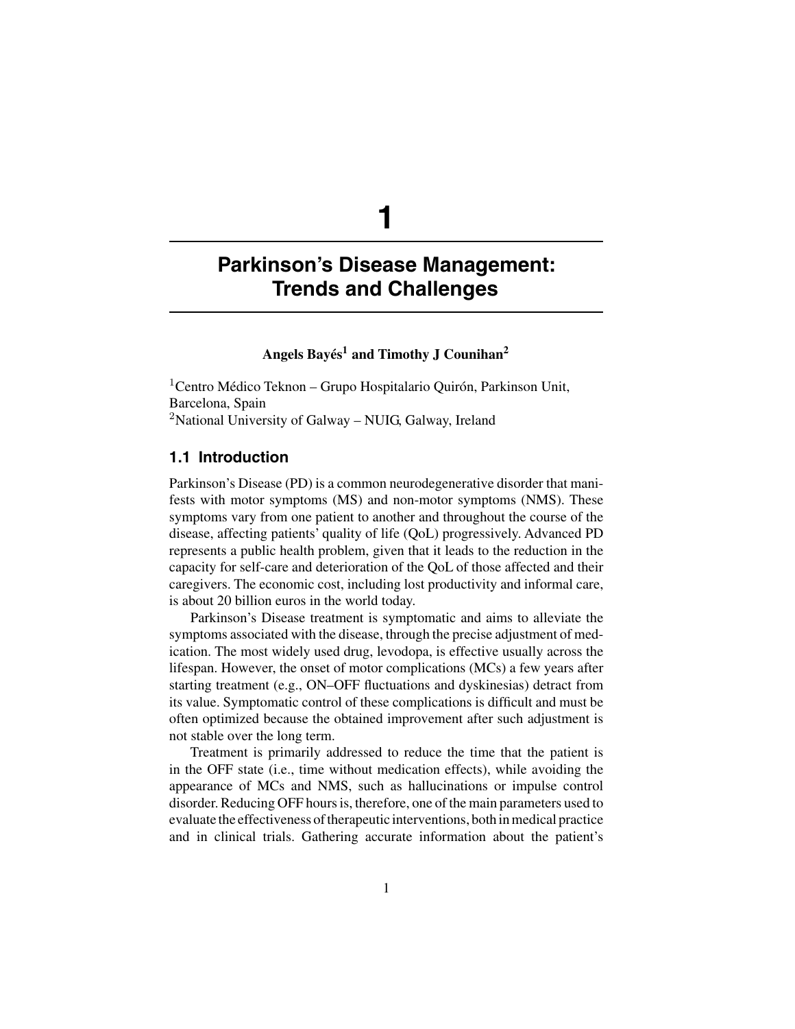# 1

# Parkinson's Disease Management: Trends and Challenges

**Angels Bayés[1] and Timothy J Counihan[2]**

[1]Centro Médico Teknon – Grupo Hospitalario Quirón, Parkinson Unit, Barcelona, Spain
[2]National University of Galway – NUIG, Galway, Ireland

## 1.1 Introduction

Parkinson's Disease (PD) is a common neurodegenerative disorder that manifests with motor symptoms (MS) and non-motor symptoms (NMS). These symptoms vary from one patient to another and throughout the course of the disease, affecting patients' quality of life (QoL) progressively. Advanced PD represents a public health problem, given that it leads to the reduction in the capacity for self-care and deterioration of the QoL of those affected and their caregivers. The economic cost, including lost productivity and informal care, is about 20 billion euros in the world today.

Parkinson's Disease treatment is symptomatic and aims to alleviate the symptoms associated with the disease, through the precise adjustment of medication. The most widely used drug, levodopa, is effective usually across the lifespan. However, the onset of motor complications (MCs) a few years after starting treatment (e.g., ON–OFF fluctuations and dyskinesias) detract from its value. Symptomatic control of these complications is difficult and must be often optimized because the obtained improvement after such adjustment is not stable over the long term.

Treatment is primarily addressed to reduce the time that the patient is in the OFF state (i.e., time without medication effects), while avoiding the appearance of MCs and NMS, such as hallucinations or impulse control disorder. Reducing OFF hours is, therefore, one of the main parameters used to evaluate the effectiveness of therapeutic interventions, both in medical practice and in clinical trials. Gathering accurate information about the patient's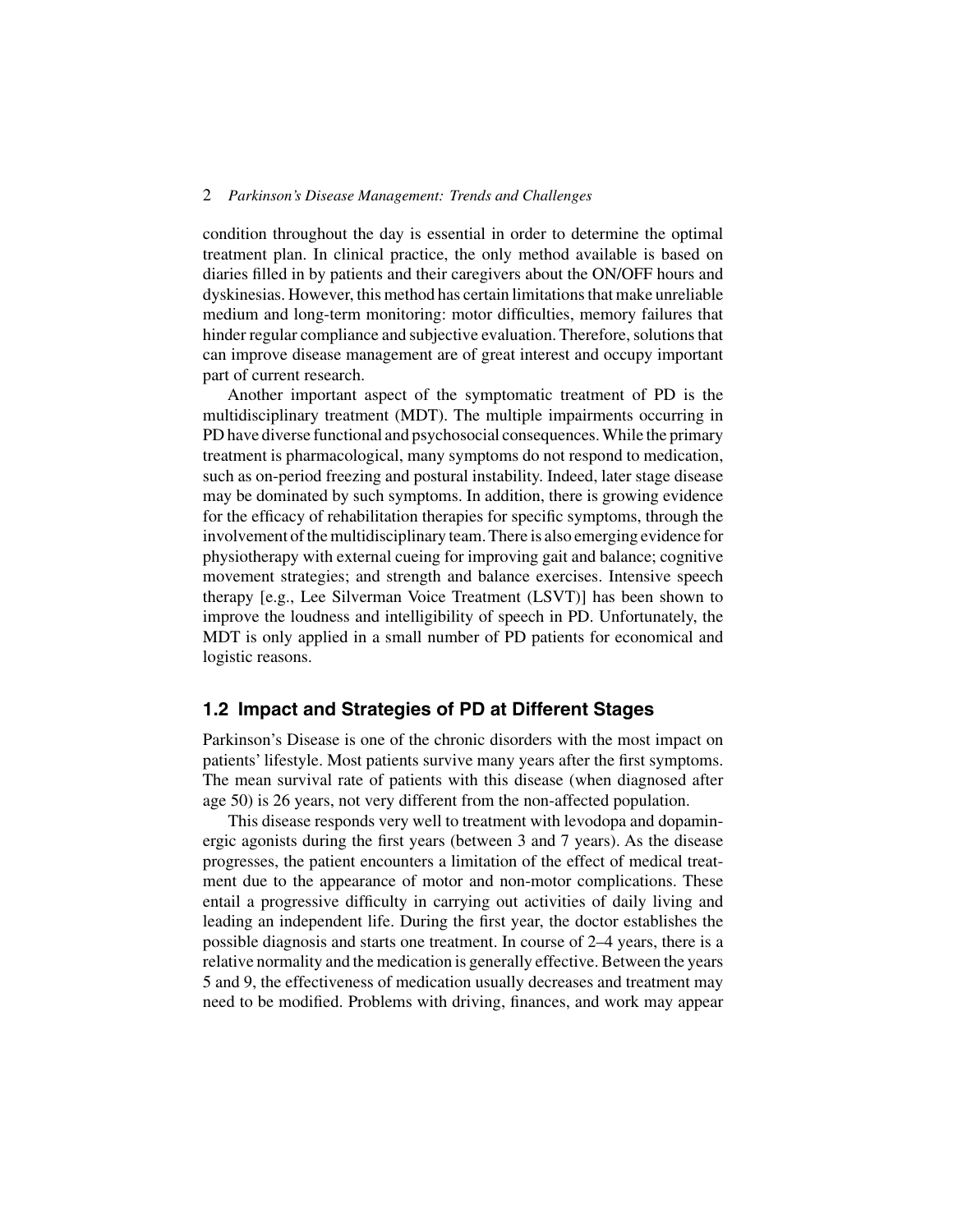condition throughout the day is essential in order to determine the optimal treatment plan. In clinical practice, the only method available is based on diaries filled in by patients and their caregivers about the ON/OFF hours and dyskinesias. However, this method has certain limitations that make unreliable medium and long-term monitoring: motor difficulties, memory failures that hinder regular compliance and subjective evaluation. Therefore, solutions that can improve disease management are of great interest and occupy important part of current research.

Another important aspect of the symptomatic treatment of PD is the multidisciplinary treatment (MDT). The multiple impairments occurring in PD have diverse functional and psychosocial consequences. While the primary treatment is pharmacological, many symptoms do not respond to medication, such as on-period freezing and postural instability. Indeed, later stage disease may be dominated by such symptoms. In addition, there is growing evidence for the efficacy of rehabilitation therapies for specific symptoms, through the involvement of the multidisciplinary team. There is also emerging evidence for physiotherapy with external cueing for improving gait and balance; cognitive movement strategies; and strength and balance exercises. Intensive speech therapy [e.g., Lee Silverman Voice Treatment (LSVT)] has been shown to improve the loudness and intelligibility of speech in PD. Unfortunately, the MDT is only applied in a small number of PD patients for economical and logistic reasons.

## 1.2 Impact and Strategies of PD at Different Stages

Parkinson's Disease is one of the chronic disorders with the most impact on patients' lifestyle. Most patients survive many years after the first symptoms. The mean survival rate of patients with this disease (when diagnosed after age 50) is 26 years, not very different from the non-affected population.

This disease responds very well to treatment with levodopa and dopaminergic agonists during the first years (between 3 and 7 years). As the disease progresses, the patient encounters a limitation of the effect of medical treatment due to the appearance of motor and non-motor complications. These entail a progressive difficulty in carrying out activities of daily living and leading an independent life. During the first year, the doctor establishes the possible diagnosis and starts one treatment. In course of 2–4 years, there is a relative normality and the medication is generally effective. Between the years 5 and 9, the effectiveness of medication usually decreases and treatment may need to be modified. Problems with driving, finances, and work may appear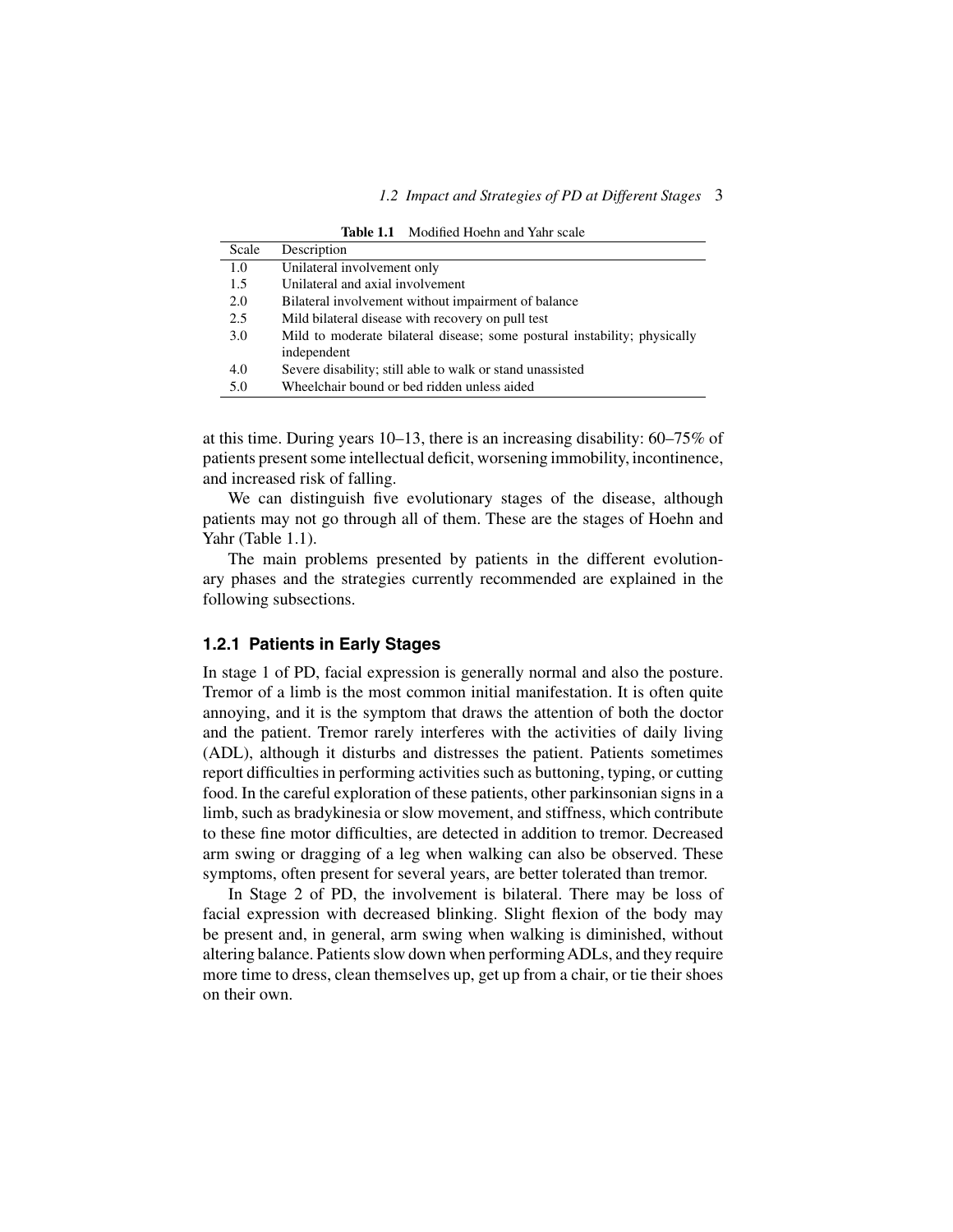**Table 1.1** Modified Hoehn and Yahr scale

| Scale | Description |
|---|---|
| 1.0 | Unilateral involvement only |
| 1.5 | Unilateral and axial involvement |
| 2.0 | Bilateral involvement without impairment of balance |
| 2.5 | Mild bilateral disease with recovery on pull test |
| 3.0 | Mild to moderate bilateral disease; some postural instability; physically independent |
| 4.0 | Severe disability; still able to walk or stand unassisted |
| 5.0 | Wheelchair bound or bed ridden unless aided |

at this time. During years 10–13, there is an increasing disability: 60–75% of patients present some intellectual deficit, worsening immobility, incontinence, and increased risk of falling.

We can distinguish five evolutionary stages of the disease, although patients may not go through all of them. These are the stages of Hoehn and Yahr (Table 1.1).

The main problems presented by patients in the different evolutionary phases and the strategies currently recommended are explained in the following subsections.

### 1.2.1 Patients in Early Stages

In stage 1 of PD, facial expression is generally normal and also the posture. Tremor of a limb is the most common initial manifestation. It is often quite annoying, and it is the symptom that draws the attention of both the doctor and the patient. Tremor rarely interferes with the activities of daily living (ADL), although it disturbs and distresses the patient. Patients sometimes report difficulties in performing activities such as buttoning, typing, or cutting food. In the careful exploration of these patients, other parkinsonian signs in a limb, such as bradykinesia or slow movement, and stiffness, which contribute to these fine motor difficulties, are detected in addition to tremor. Decreased arm swing or dragging of a leg when walking can also be observed. These symptoms, often present for several years, are better tolerated than tremor.

In Stage 2 of PD, the involvement is bilateral. There may be loss of facial expression with decreased blinking. Slight flexion of the body may be present and, in general, arm swing when walking is diminished, without altering balance. Patients slow down when performing ADLs, and they require more time to dress, clean themselves up, get up from a chair, or tie their shoes on their own.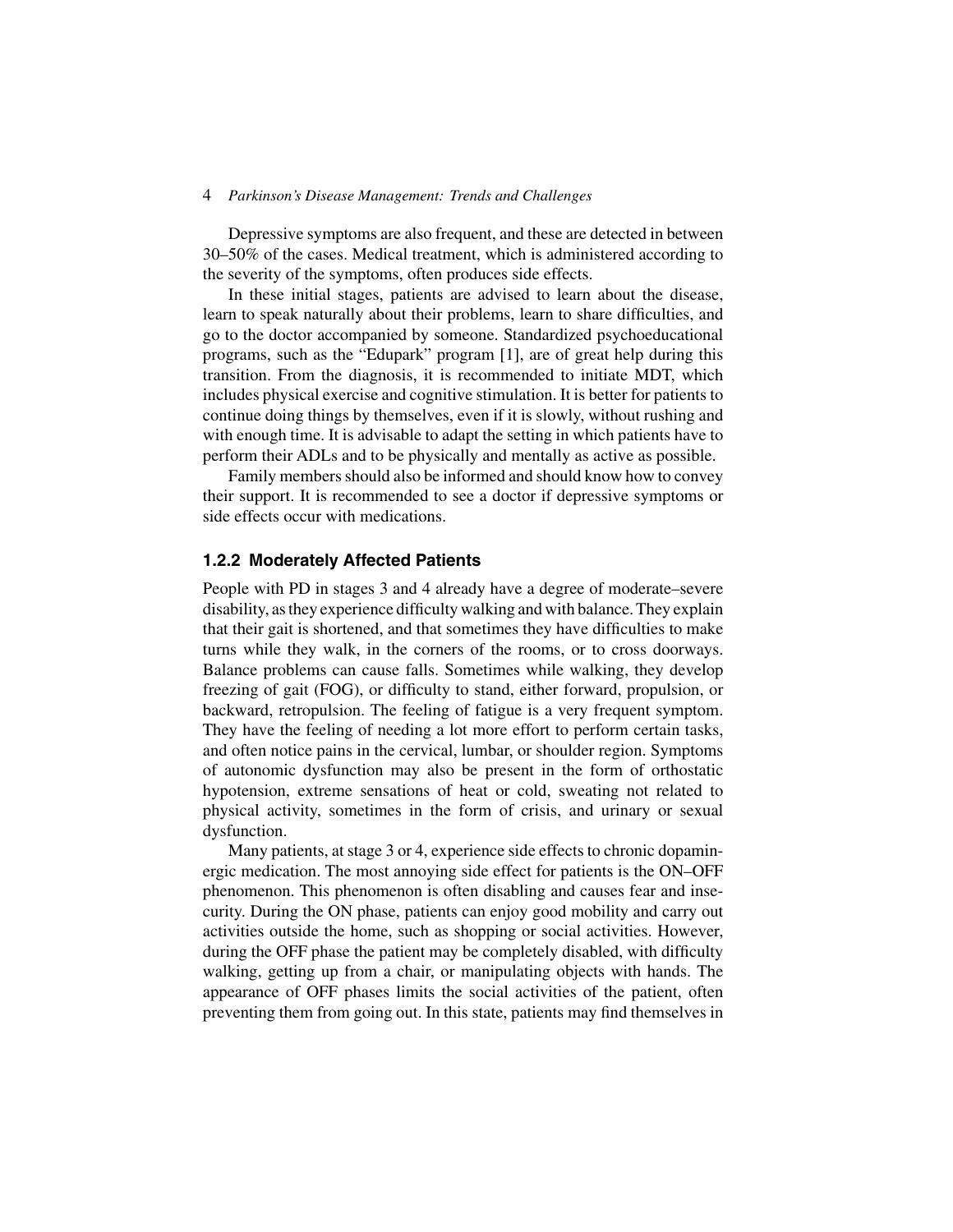Depressive symptoms are also frequent, and these are detected in between 30–50% of the cases. Medical treatment, which is administered according to the severity of the symptoms, often produces side effects.

In these initial stages, patients are advised to learn about the disease, learn to speak naturally about their problems, learn to share difficulties, and go to the doctor accompanied by someone. Standardized psychoeducational programs, such as the "Edupark" program [1], are of great help during this transition. From the diagnosis, it is recommended to initiate MDT, which includes physical exercise and cognitive stimulation. It is better for patients to continue doing things by themselves, even if it is slowly, without rushing and with enough time. It is advisable to adapt the setting in which patients have to perform their ADLs and to be physically and mentally as active as possible.

Family members should also be informed and should know how to convey their support. It is recommended to see a doctor if depressive symptoms or side effects occur with medications.

### 1.2.2 Moderately Affected Patients

People with PD in stages 3 and 4 already have a degree of moderate–severe disability, as they experience difficulty walking and with balance. They explain that their gait is shortened, and that sometimes they have difficulties to make turns while they walk, in the corners of the rooms, or to cross doorways. Balance problems can cause falls. Sometimes while walking, they develop freezing of gait (FOG), or difficulty to stand, either forward, propulsion, or backward, retropulsion. The feeling of fatigue is a very frequent symptom. They have the feeling of needing a lot more effort to perform certain tasks, and often notice pains in the cervical, lumbar, or shoulder region. Symptoms of autonomic dysfunction may also be present in the form of orthostatic hypotension, extreme sensations of heat or cold, sweating not related to physical activity, sometimes in the form of crisis, and urinary or sexual dysfunction.

Many patients, at stage 3 or 4, experience side effects to chronic dopaminergic medication. The most annoying side effect for patients is the ON–OFF phenomenon. This phenomenon is often disabling and causes fear and insecurity. During the ON phase, patients can enjoy good mobility and carry out activities outside the home, such as shopping or social activities. However, during the OFF phase the patient may be completely disabled, with difficulty walking, getting up from a chair, or manipulating objects with hands. The appearance of OFF phases limits the social activities of the patient, often preventing them from going out. In this state, patients may find themselves in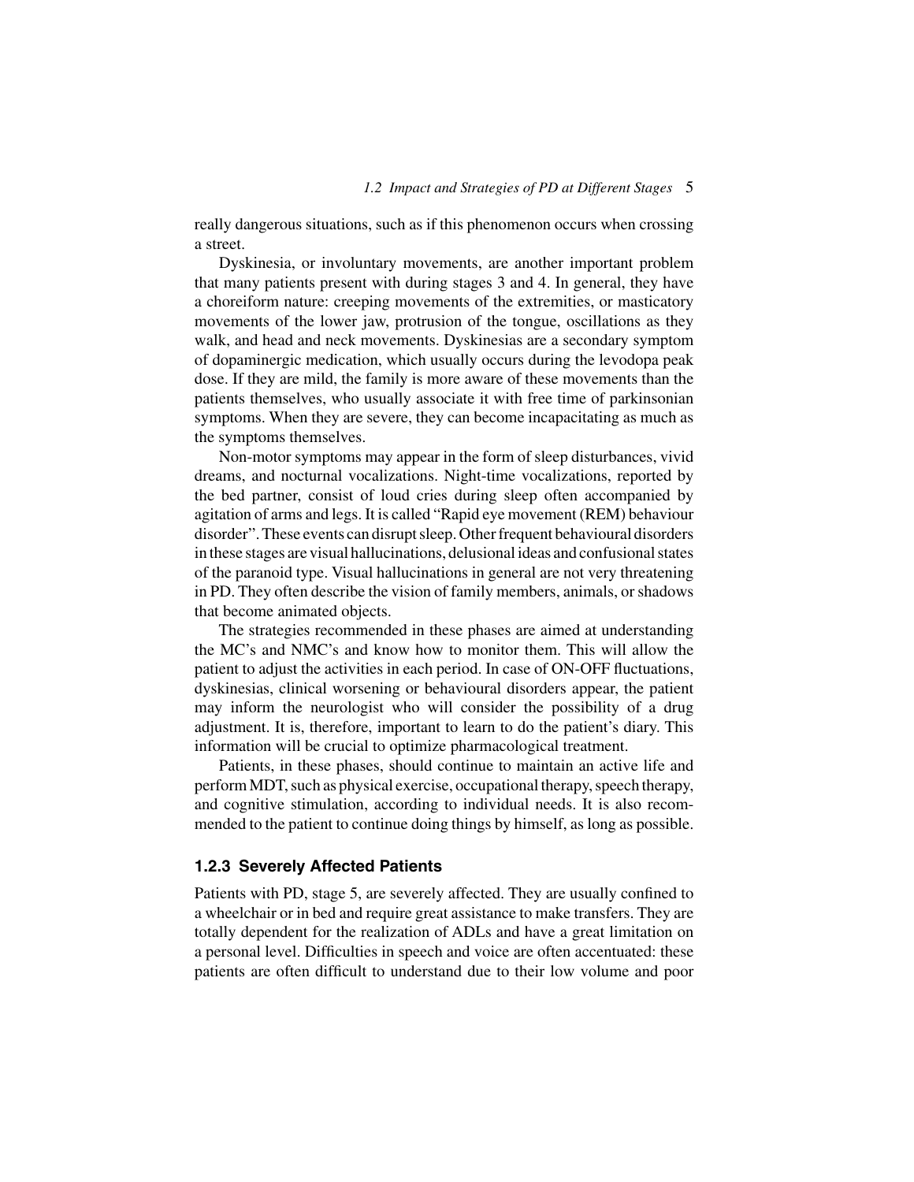really dangerous situations, such as if this phenomenon occurs when crossing a street.

Dyskinesia, or involuntary movements, are another important problem that many patients present with during stages 3 and 4. In general, they have a choreiform nature: creeping movements of the extremities, or masticatory movements of the lower jaw, protrusion of the tongue, oscillations as they walk, and head and neck movements. Dyskinesias are a secondary symptom of dopaminergic medication, which usually occurs during the levodopa peak dose. If they are mild, the family is more aware of these movements than the patients themselves, who usually associate it with free time of parkinsonian symptoms. When they are severe, they can become incapacitating as much as the symptoms themselves.

Non-motor symptoms may appear in the form of sleep disturbances, vivid dreams, and nocturnal vocalizations. Night-time vocalizations, reported by the bed partner, consist of loud cries during sleep often accompanied by agitation of arms and legs. It is called "Rapid eye movement (REM) behaviour disorder". These events can disrupt sleep. Other frequent behavioural disorders in these stages are visual hallucinations, delusional ideas and confusional states of the paranoid type. Visual hallucinations in general are not very threatening in PD. They often describe the vision of family members, animals, or shadows that become animated objects.

The strategies recommended in these phases are aimed at understanding the MC's and NMC's and know how to monitor them. This will allow the patient to adjust the activities in each period. In case of ON-OFF fluctuations, dyskinesias, clinical worsening or behavioural disorders appear, the patient may inform the neurologist who will consider the possibility of a drug adjustment. It is, therefore, important to learn to do the patient's diary. This information will be crucial to optimize pharmacological treatment.

Patients, in these phases, should continue to maintain an active life and perform MDT, such as physical exercise, occupational therapy, speech therapy, and cognitive stimulation, according to individual needs. It is also recommended to the patient to continue doing things by himself, as long as possible.

### 1.2.3 Severely Affected Patients

Patients with PD, stage 5, are severely affected. They are usually confined to a wheelchair or in bed and require great assistance to make transfers. They are totally dependent for the realization of ADLs and have a great limitation on a personal level. Difficulties in speech and voice are often accentuated: these patients are often difficult to understand due to their low volume and poor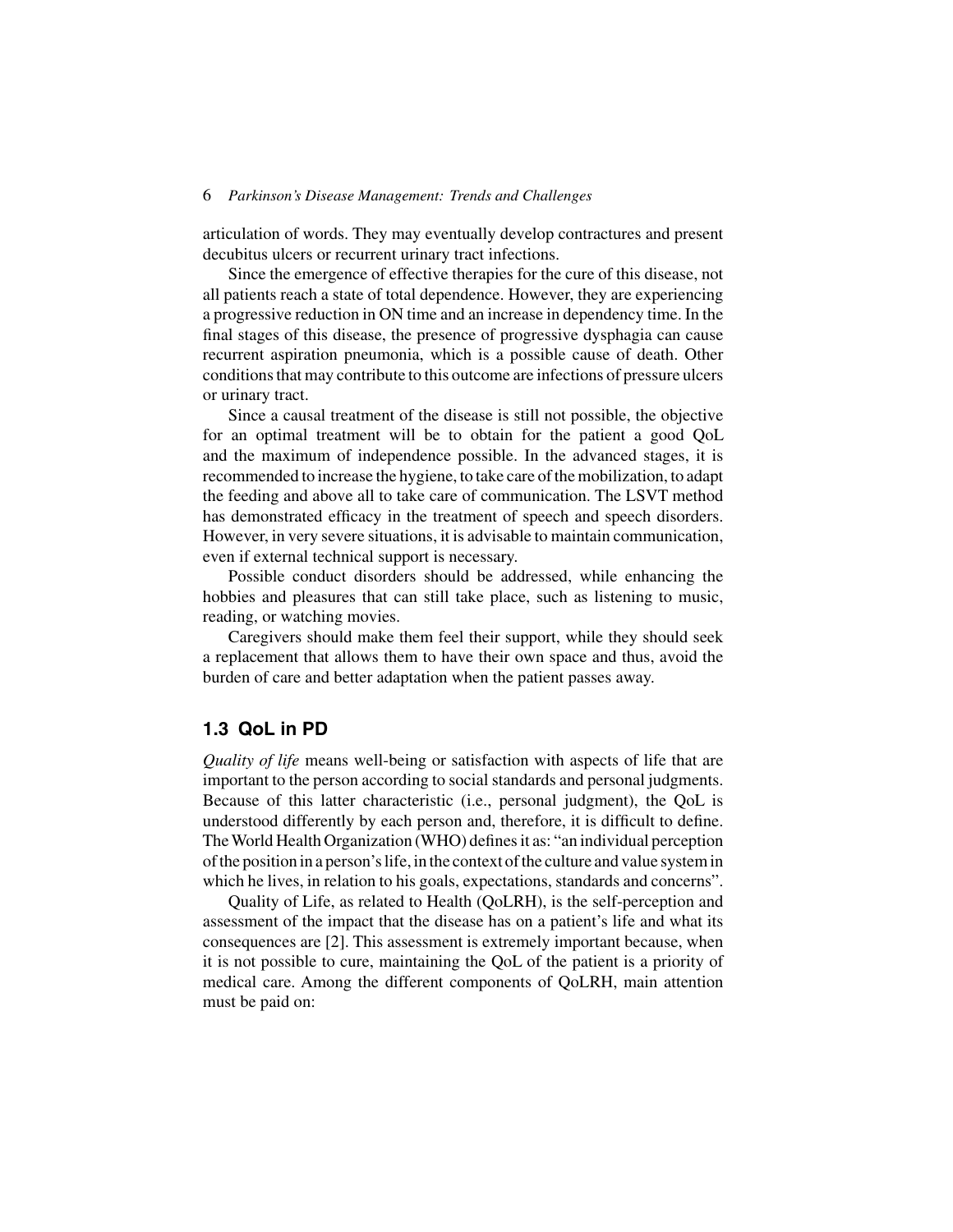articulation of words. They may eventually develop contractures and present decubitus ulcers or recurrent urinary tract infections.

Since the emergence of effective therapies for the cure of this disease, not all patients reach a state of total dependence. However, they are experiencing a progressive reduction in ON time and an increase in dependency time. In the final stages of this disease, the presence of progressive dysphagia can cause recurrent aspiration pneumonia, which is a possible cause of death. Other conditions that may contribute to this outcome are infections of pressure ulcers or urinary tract.

Since a causal treatment of the disease is still not possible, the objective for an optimal treatment will be to obtain for the patient a good QoL and the maximum of independence possible. In the advanced stages, it is recommended to increase the hygiene, to take care of the mobilization, to adapt the feeding and above all to take care of communication. The LSVT method has demonstrated efficacy in the treatment of speech and speech disorders. However, in very severe situations, it is advisable to maintain communication, even if external technical support is necessary.

Possible conduct disorders should be addressed, while enhancing the hobbies and pleasures that can still take place, such as listening to music, reading, or watching movies.

Caregivers should make them feel their support, while they should seek a replacement that allows them to have their own space and thus, avoid the burden of care and better adaptation when the patient passes away.

## 1.3 QoL in PD

*Quality of life* means well-being or satisfaction with aspects of life that are important to the person according to social standards and personal judgments. Because of this latter characteristic (i.e., personal judgment), the QoL is understood differently by each person and, therefore, it is difficult to define. The World Health Organization (WHO) defines it as: "an individual perception of the position in a person's life, in the context of the culture and value system in which he lives, in relation to his goals, expectations, standards and concerns".

Quality of Life, as related to Health (QoLRH), is the self-perception and assessment of the impact that the disease has on a patient's life and what its consequences are [2]. This assessment is extremely important because, when it is not possible to cure, maintaining the QoL of the patient is a priority of medical care. Among the different components of QoLRH, main attention must be paid on: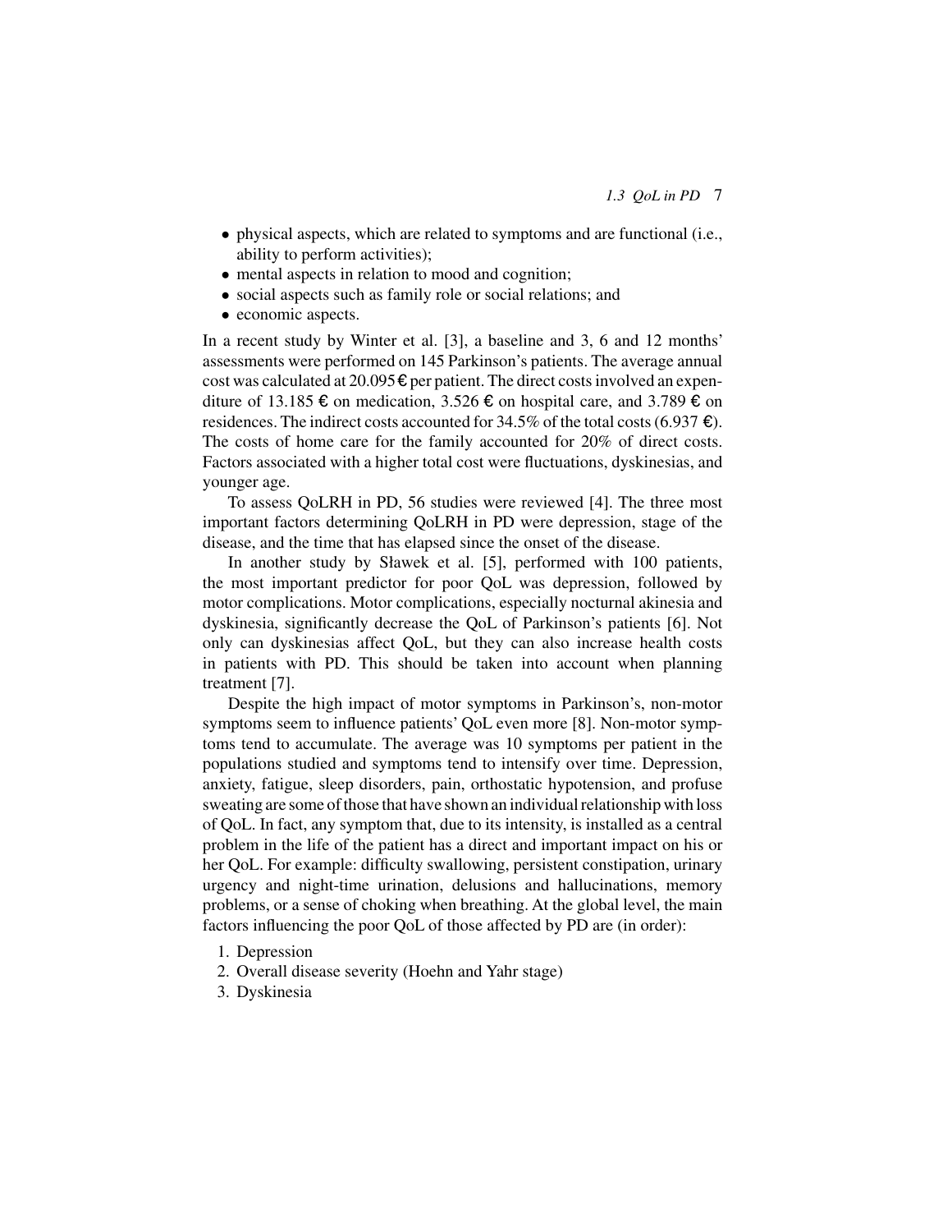- physical aspects, which are related to symptoms and are functional (i.e., ability to perform activities);
- mental aspects in relation to mood and cognition;
- social aspects such as family role or social relations; and
- economic aspects.

In a recent study by Winter et al. [3], a baseline and 3, 6 and 12 months' assessments were performed on 145 Parkinson's patients. The average annual cost was calculated at 20.095 € per patient. The direct costs involved an expenditure of 13.185 € on medication, 3.526 € on hospital care, and 3.789 € on residences. The indirect costs accounted for 34.5% of the total costs (6.937 €). The costs of home care for the family accounted for 20% of direct costs. Factors associated with a higher total cost were fluctuations, dyskinesias, and younger age.

To assess QoLRH in PD, 56 studies were reviewed [4]. The three most important factors determining QoLRH in PD were depression, stage of the disease, and the time that has elapsed since the onset of the disease.

In another study by Sławek et al. [5], performed with 100 patients, the most important predictor for poor QoL was depression, followed by motor complications. Motor complications, especially nocturnal akinesia and dyskinesia, significantly decrease the QoL of Parkinson's patients [6]. Not only can dyskinesias affect QoL, but they can also increase health costs in patients with PD. This should be taken into account when planning treatment [7].

Despite the high impact of motor symptoms in Parkinson's, non-motor symptoms seem to influence patients' QoL even more [8]. Non-motor symptoms tend to accumulate. The average was 10 symptoms per patient in the populations studied and symptoms tend to intensify over time. Depression, anxiety, fatigue, sleep disorders, pain, orthostatic hypotension, and profuse sweating are some of those that have shown an individual relationship with loss of QoL. In fact, any symptom that, due to its intensity, is installed as a central problem in the life of the patient has a direct and important impact on his or her QoL. For example: difficulty swallowing, persistent constipation, urinary urgency and night-time urination, delusions and hallucinations, memory problems, or a sense of choking when breathing. At the global level, the main factors influencing the poor QoL of those affected by PD are (in order):

1. Depression
2. Overall disease severity (Hoehn and Yahr stage)
3. Dyskinesia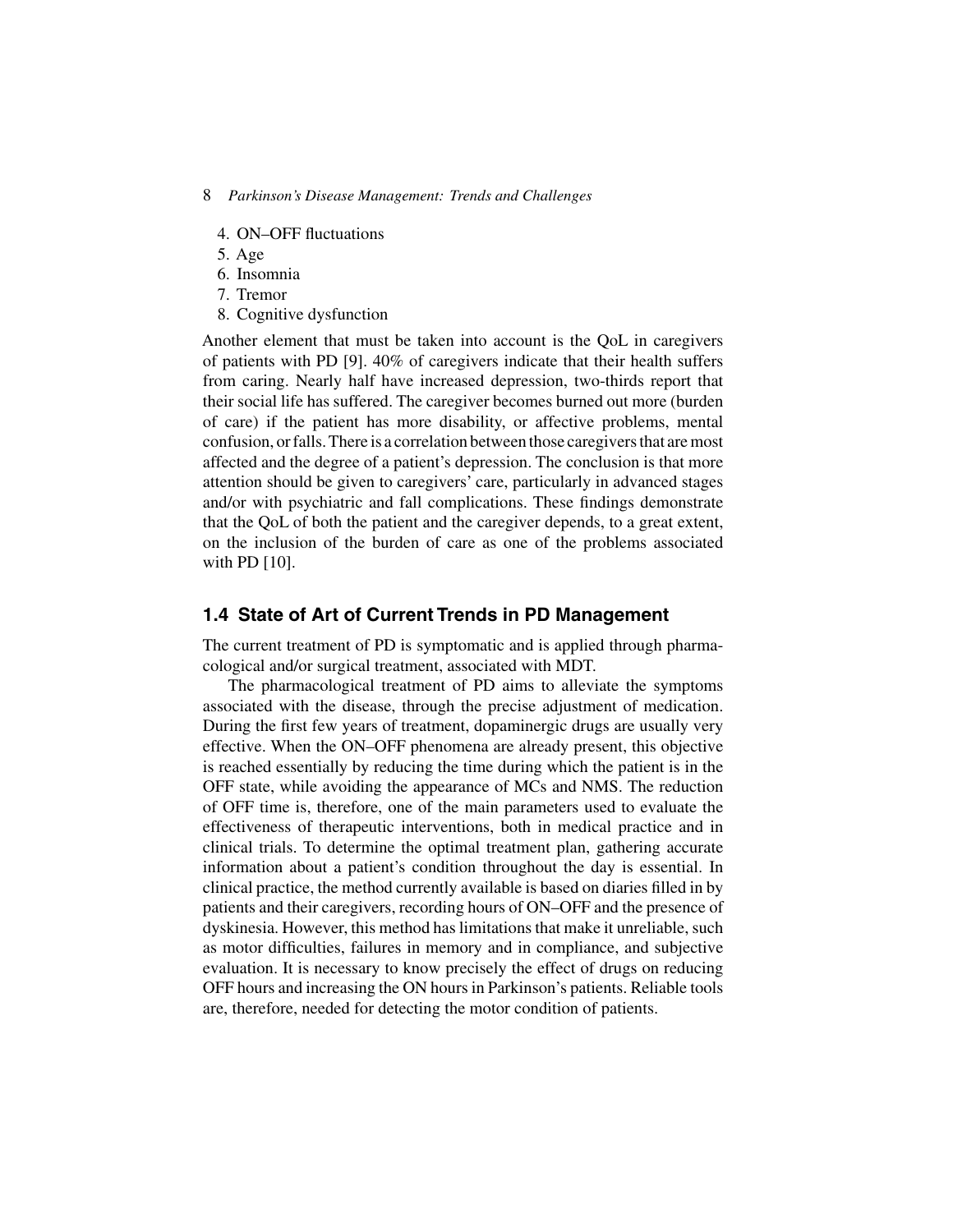4. ON–OFF fluctuations
5. Age
6. Insomnia
7. Tremor
8. Cognitive dysfunction

Another element that must be taken into account is the QoL in caregivers of patients with PD [9]. 40% of caregivers indicate that their health suffers from caring. Nearly half have increased depression, two-thirds report that their social life has suffered. The caregiver becomes burned out more (burden of care) if the patient has more disability, or affective problems, mental confusion, or falls. There is a correlation between those caregivers that are most affected and the degree of a patient's depression. The conclusion is that more attention should be given to caregivers' care, particularly in advanced stages and/or with psychiatric and fall complications. These findings demonstrate that the QoL of both the patient and the caregiver depends, to a great extent, on the inclusion of the burden of care as one of the problems associated with PD [10].

## 1.4 State of Art of Current Trends in PD Management

The current treatment of PD is symptomatic and is applied through pharmacological and/or surgical treatment, associated with MDT.

The pharmacological treatment of PD aims to alleviate the symptoms associated with the disease, through the precise adjustment of medication. During the first few years of treatment, dopaminergic drugs are usually very effective. When the ON–OFF phenomena are already present, this objective is reached essentially by reducing the time during which the patient is in the OFF state, while avoiding the appearance of MCs and NMS. The reduction of OFF time is, therefore, one of the main parameters used to evaluate the effectiveness of therapeutic interventions, both in medical practice and in clinical trials. To determine the optimal treatment plan, gathering accurate information about a patient's condition throughout the day is essential. In clinical practice, the method currently available is based on diaries filled in by patients and their caregivers, recording hours of ON–OFF and the presence of dyskinesia. However, this method has limitations that make it unreliable, such as motor difficulties, failures in memory and in compliance, and subjective evaluation. It is necessary to know precisely the effect of drugs on reducing OFF hours and increasing the ON hours in Parkinson's patients. Reliable tools are, therefore, needed for detecting the motor condition of patients.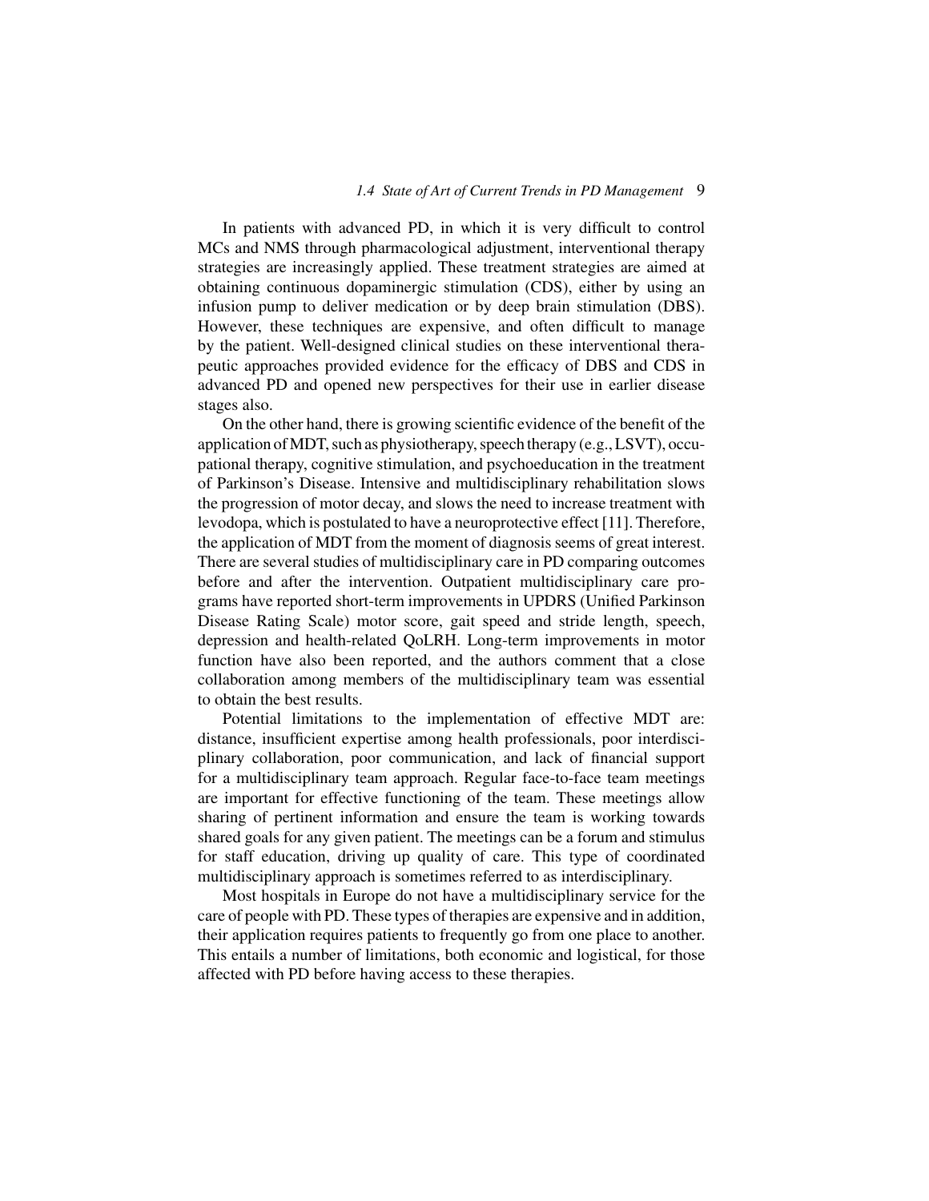In patients with advanced PD, in which it is very difficult to control MCs and NMS through pharmacological adjustment, interventional therapy strategies are increasingly applied. These treatment strategies are aimed at obtaining continuous dopaminergic stimulation (CDS), either by using an infusion pump to deliver medication or by deep brain stimulation (DBS). However, these techniques are expensive, and often difficult to manage by the patient. Well-designed clinical studies on these interventional therapeutic approaches provided evidence for the efficacy of DBS and CDS in advanced PD and opened new perspectives for their use in earlier disease stages also.

On the other hand, there is growing scientific evidence of the benefit of the application of MDT, such as physiotherapy, speech therapy (e.g., LSVT), occupational therapy, cognitive stimulation, and psychoeducation in the treatment of Parkinson's Disease. Intensive and multidisciplinary rehabilitation slows the progression of motor decay, and slows the need to increase treatment with levodopa, which is postulated to have a neuroprotective effect [11]. Therefore, the application of MDT from the moment of diagnosis seems of great interest. There are several studies of multidisciplinary care in PD comparing outcomes before and after the intervention. Outpatient multidisciplinary care programs have reported short-term improvements in UPDRS (Unified Parkinson Disease Rating Scale) motor score, gait speed and stride length, speech, depression and health-related QoLRH. Long-term improvements in motor function have also been reported, and the authors comment that a close collaboration among members of the multidisciplinary team was essential to obtain the best results.

Potential limitations to the implementation of effective MDT are: distance, insufficient expertise among health professionals, poor interdisciplinary collaboration, poor communication, and lack of financial support for a multidisciplinary team approach. Regular face-to-face team meetings are important for effective functioning of the team. These meetings allow sharing of pertinent information and ensure the team is working towards shared goals for any given patient. The meetings can be a forum and stimulus for staff education, driving up quality of care. This type of coordinated multidisciplinary approach is sometimes referred to as interdisciplinary.

Most hospitals in Europe do not have a multidisciplinary service for the care of people with PD. These types of therapies are expensive and in addition, their application requires patients to frequently go from one place to another. This entails a number of limitations, both economic and logistical, for those affected with PD before having access to these therapies.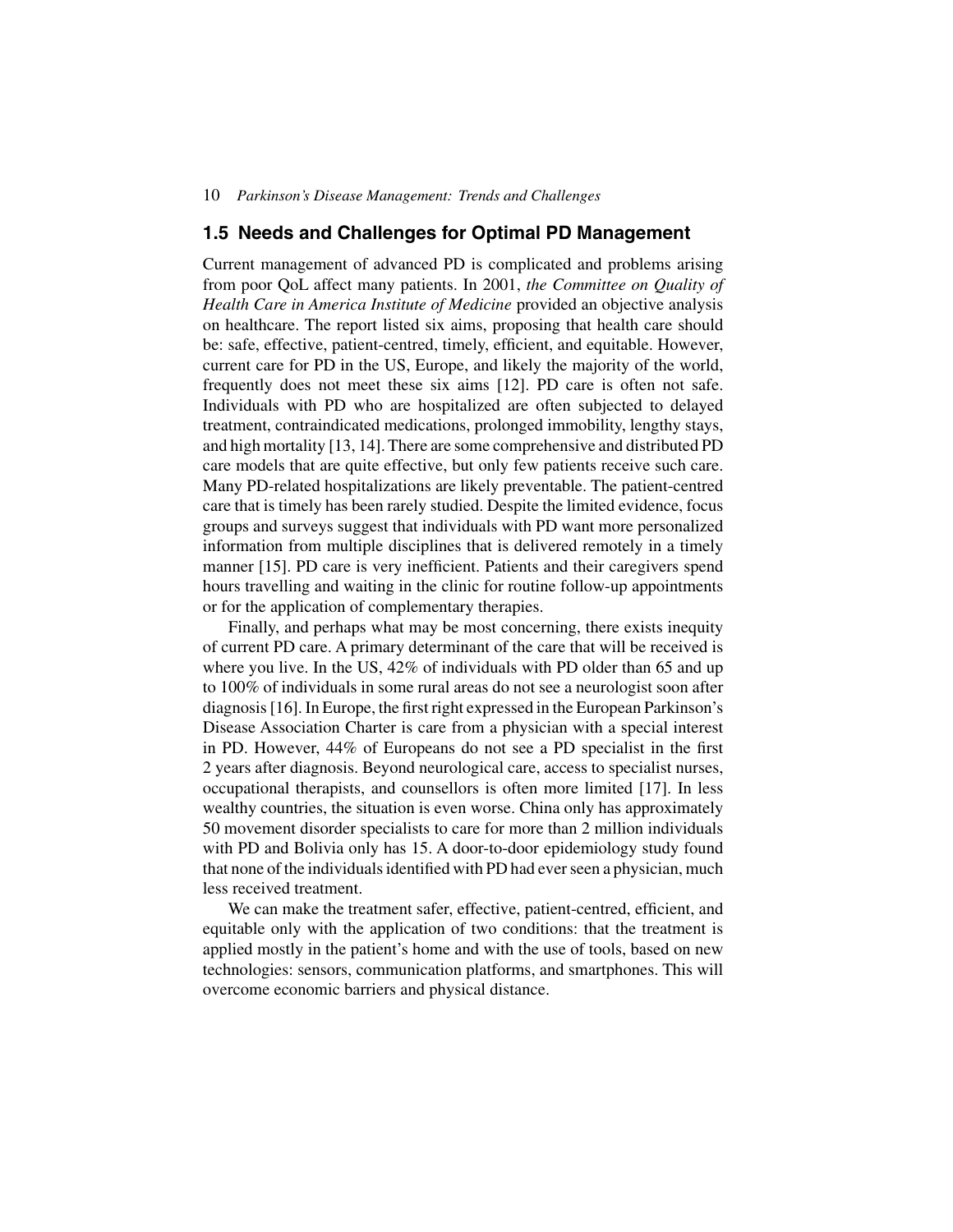## 1.5 Needs and Challenges for Optimal PD Management

Current management of advanced PD is complicated and problems arising from poor QoL affect many patients. In 2001, *the Committee on Quality of Health Care in America Institute of Medicine* provided an objective analysis on healthcare. The report listed six aims, proposing that health care should be: safe, effective, patient-centred, timely, efficient, and equitable. However, current care for PD in the US, Europe, and likely the majority of the world, frequently does not meet these six aims [12]. PD care is often not safe. Individuals with PD who are hospitalized are often subjected to delayed treatment, contraindicated medications, prolonged immobility, lengthy stays, and high mortality [13, 14]. There are some comprehensive and distributed PD care models that are quite effective, but only few patients receive such care. Many PD-related hospitalizations are likely preventable. The patient-centred care that is timely has been rarely studied. Despite the limited evidence, focus groups and surveys suggest that individuals with PD want more personalized information from multiple disciplines that is delivered remotely in a timely manner [15]. PD care is very inefficient. Patients and their caregivers spend hours travelling and waiting in the clinic for routine follow-up appointments or for the application of complementary therapies.

Finally, and perhaps what may be most concerning, there exists inequity of current PD care. A primary determinant of the care that will be received is where you live. In the US, 42% of individuals with PD older than 65 and up to 100% of individuals in some rural areas do not see a neurologist soon after diagnosis [16]. In Europe, the first right expressed in the European Parkinson's Disease Association Charter is care from a physician with a special interest in PD. However, 44% of Europeans do not see a PD specialist in the first 2 years after diagnosis. Beyond neurological care, access to specialist nurses, occupational therapists, and counsellors is often more limited [17]. In less wealthy countries, the situation is even worse. China only has approximately 50 movement disorder specialists to care for more than 2 million individuals with PD and Bolivia only has 15. A door-to-door epidemiology study found that none of the individuals identified with PD had ever seen a physician, much less received treatment.

We can make the treatment safer, effective, patient-centred, efficient, and equitable only with the application of two conditions: that the treatment is applied mostly in the patient's home and with the use of tools, based on new technologies: sensors, communication platforms, and smartphones. This will overcome economic barriers and physical distance.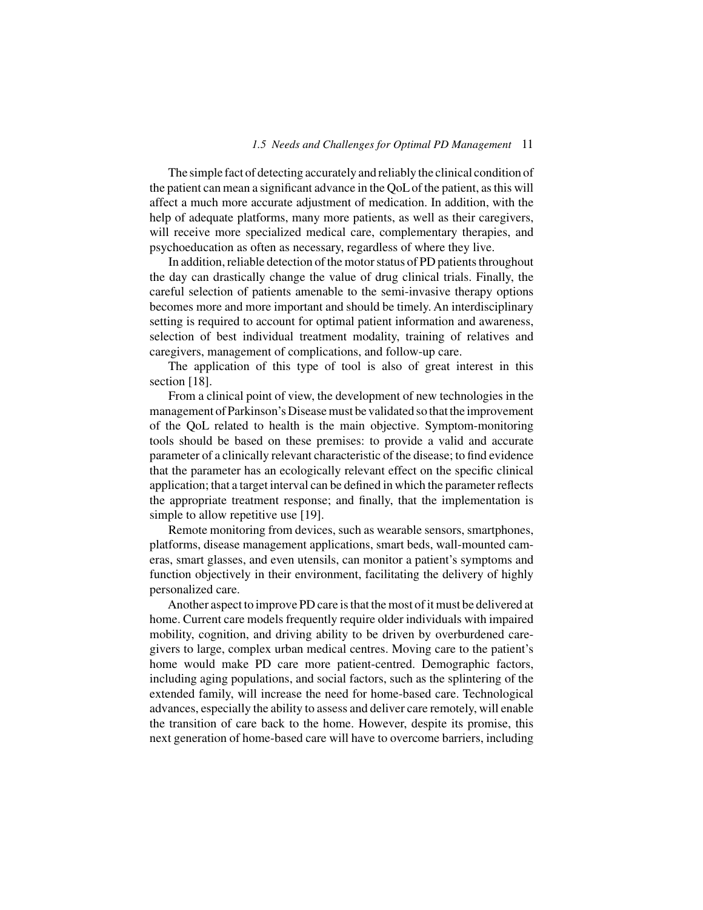The simple fact of detecting accurately and reliably the clinical condition of the patient can mean a significant advance in the QoL of the patient, as this will affect a much more accurate adjustment of medication. In addition, with the help of adequate platforms, many more patients, as well as their caregivers, will receive more specialized medical care, complementary therapies, and psychoeducation as often as necessary, regardless of where they live.

In addition, reliable detection of the motor status of PD patients throughout the day can drastically change the value of drug clinical trials. Finally, the careful selection of patients amenable to the semi-invasive therapy options becomes more and more important and should be timely. An interdisciplinary setting is required to account for optimal patient information and awareness, selection of best individual treatment modality, training of relatives and caregivers, management of complications, and follow-up care.

The application of this type of tool is also of great interest in this section [18].

From a clinical point of view, the development of new technologies in the management of Parkinson's Disease must be validated so that the improvement of the QoL related to health is the main objective. Symptom-monitoring tools should be based on these premises: to provide a valid and accurate parameter of a clinically relevant characteristic of the disease; to find evidence that the parameter has an ecologically relevant effect on the specific clinical application; that a target interval can be defined in which the parameter reflects the appropriate treatment response; and finally, that the implementation is simple to allow repetitive use [19].

Remote monitoring from devices, such as wearable sensors, smartphones, platforms, disease management applications, smart beds, wall-mounted cameras, smart glasses, and even utensils, can monitor a patient's symptoms and function objectively in their environment, facilitating the delivery of highly personalized care.

Another aspect to improve PD care is that the most of it must be delivered at home. Current care models frequently require older individuals with impaired mobility, cognition, and driving ability to be driven by overburdened caregivers to large, complex urban medical centres. Moving care to the patient's home would make PD care more patient-centred. Demographic factors, including aging populations, and social factors, such as the splintering of the extended family, will increase the need for home-based care. Technological advances, especially the ability to assess and deliver care remotely, will enable the transition of care back to the home. However, despite its promise, this next generation of home-based care will have to overcome barriers, including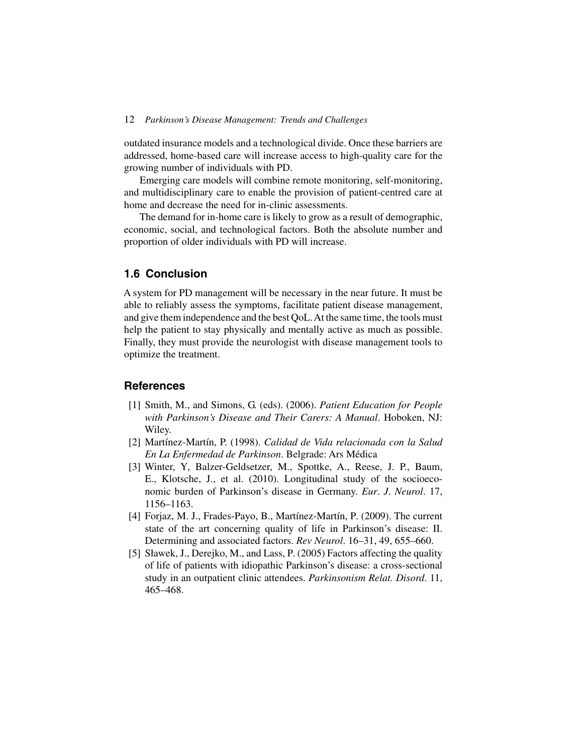outdated insurance models and a technological divide. Once these barriers are addressed, home-based care will increase access to high-quality care for the growing number of individuals with PD.

Emerging care models will combine remote monitoring, self-monitoring, and multidisciplinary care to enable the provision of patient-centred care at home and decrease the need for in-clinic assessments.

The demand for in-home care is likely to grow as a result of demographic, economic, social, and technological factors. Both the absolute number and proportion of older individuals with PD will increase.

## 1.6 Conclusion

A system for PD management will be necessary in the near future. It must be able to reliably assess the symptoms, facilitate patient disease management, and give them independence and the best QoL. At the same time, the tools must help the patient to stay physically and mentally active as much as possible. Finally, they must provide the neurologist with disease management tools to optimize the treatment.

## References

[1] Smith, M., and Simons, G. (eds). (2006). *Patient Education for People with Parkinson's Disease and Their Carers: A Manual*. Hoboken, NJ: Wiley.

[2] Martínez-Martín, P. (1998). *Calidad de Vida relacionada con la Salud En La Enfermedad de Parkinson*. Belgrade: Ars Médica

[3] Winter, Y, Balzer-Geldsetzer, M., Spottke, A., Reese, J. P., Baum, E., Klotsche, J., et al. (2010). Longitudinal study of the socioeconomic burden of Parkinson's disease in Germany. *Eur. J. Neurol*. 17, 1156–1163.

[4] Forjaz, M. J., Frades-Payo, B., Martínez-Martín, P. (2009). The current state of the art concerning quality of life in Parkinson's disease: II. Determining and associated factors. *Rev Neurol*. 16–31, 49, 655–660.

[5] Sławek, J., Derejko, M., and Lass, P. (2005) Factors affecting the quality of life of patients with idiopathic Parkinson's disease: a cross-sectional study in an outpatient clinic attendees. *Parkinsonism Relat. Disord*. 11, 465–468.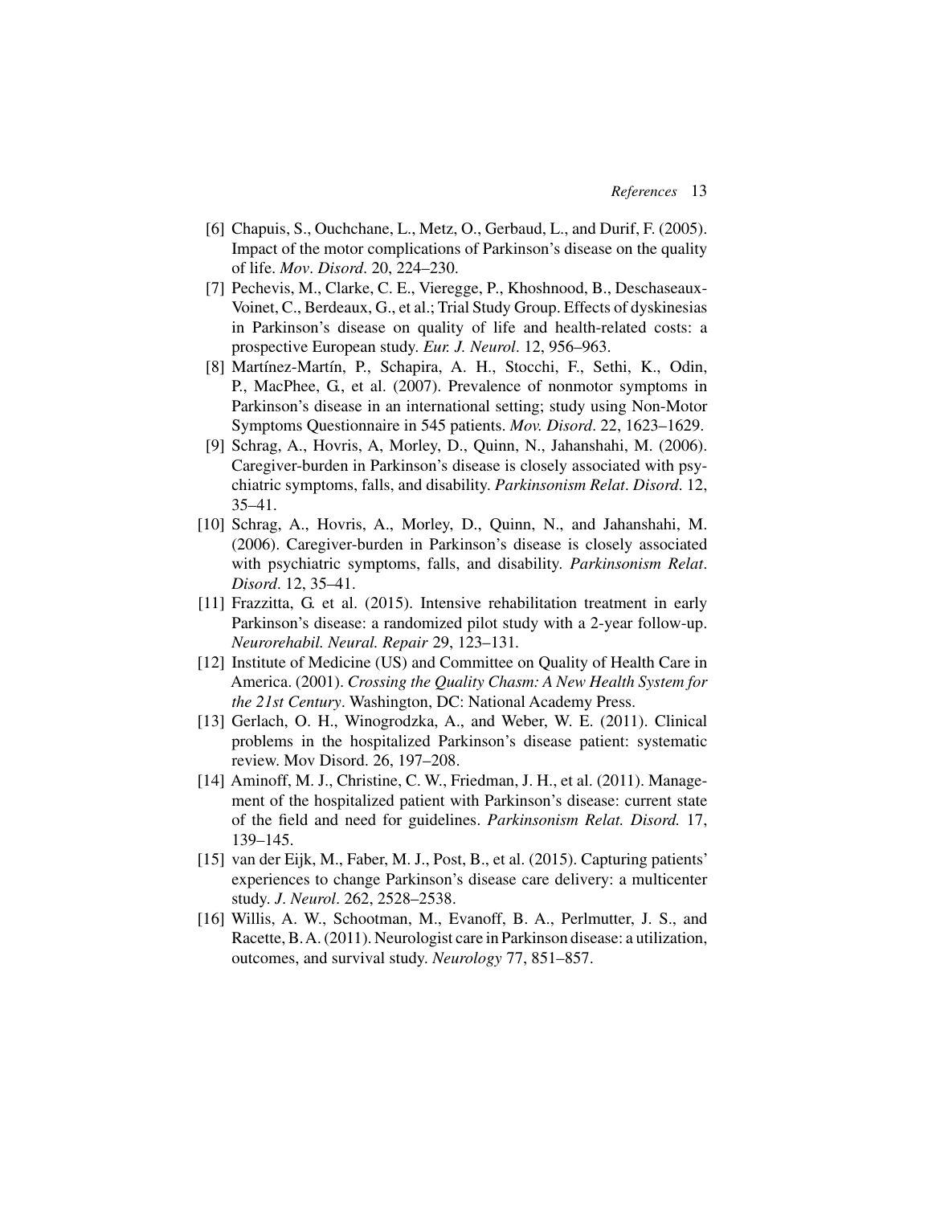[6] Chapuis, S., Ouchchane, L., Metz, O., Gerbaud, L., and Durif, F. (2005). Impact of the motor complications of Parkinson's disease on the quality of life. *Mov. Disord.* 20, 224–230.

[7] Pechevis, M., Clarke, C. E., Vieregge, P., Khoshnood, B., Deschaseaux-Voinet, C., Berdeaux, G., et al.; Trial Study Group. Effects of dyskinesias in Parkinson's disease on quality of life and health-related costs: a prospective European study. *Eur. J. Neurol.* 12, 956–963.

[8] Martínez-Martín, P., Schapira, A. H., Stocchi, F., Sethi, K., Odin, P., MacPhee, G., et al. (2007). Prevalence of nonmotor symptoms in Parkinson's disease in an international setting; study using Non-Motor Symptoms Questionnaire in 545 patients. *Mov. Disord.* 22, 1623–1629.

[9] Schrag, A., Hovris, A, Morley, D., Quinn, N., Jahanshahi, M. (2006). Caregiver-burden in Parkinson's disease is closely associated with psychiatric symptoms, falls, and disability. *Parkinsonism Relat. Disord.* 12, 35–41.

[10] Schrag, A., Hovris, A., Morley, D., Quinn, N., and Jahanshahi, M. (2006). Caregiver-burden in Parkinson's disease is closely associated with psychiatric symptoms, falls, and disability. *Parkinsonism Relat. Disord.* 12, 35–41.

[11] Frazzitta, G. et al. (2015). Intensive rehabilitation treatment in early Parkinson's disease: a randomized pilot study with a 2-year follow-up. *Neurorehabil. Neural. Repair* 29, 123–131.

[12] Institute of Medicine (US) and Committee on Quality of Health Care in America. (2001). *Crossing the Quality Chasm: A New Health System for the 21st Century*. Washington, DC: National Academy Press.

[13] Gerlach, O. H., Winogrodzka, A., and Weber, W. E. (2011). Clinical problems in the hospitalized Parkinson's disease patient: systematic review. Mov Disord. 26, 197–208.

[14] Aminoff, M. J., Christine, C. W., Friedman, J. H., et al. (2011). Management of the hospitalized patient with Parkinson's disease: current state of the field and need for guidelines. *Parkinsonism Relat. Disord.* 17, 139–145.

[15] van der Eijk, M., Faber, M. J., Post, B., et al. (2015). Capturing patients' experiences to change Parkinson's disease care delivery: a multicenter study. *J. Neurol.* 262, 2528–2538.

[16] Willis, A. W., Schootman, M., Evanoff, B. A., Perlmutter, J. S., and Racette, B. A. (2011). Neurologist care in Parkinson disease: a utilization, outcomes, and survival study. *Neurology* 77, 851–857.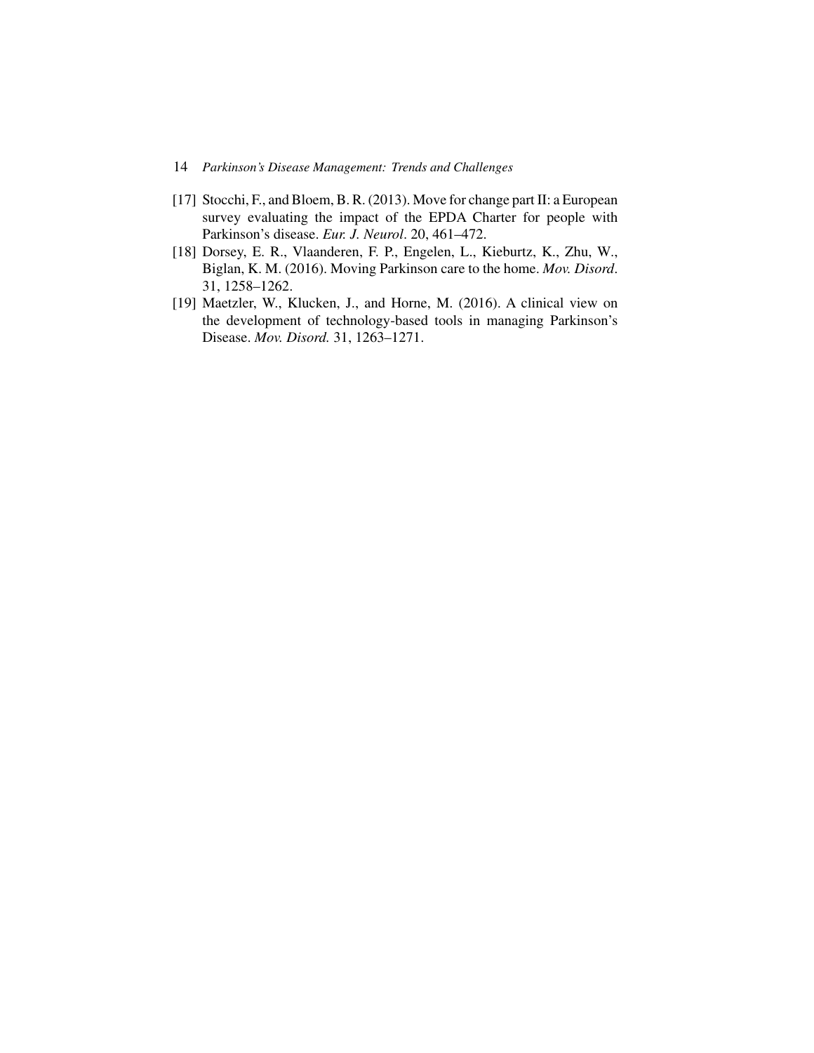[17] Stocchi, F., and Bloem, B. R. (2013). Move for change part II: a European survey evaluating the impact of the EPDA Charter for people with Parkinson's disease. *Eur. J. Neurol*. 20, 461–472.

[18] Dorsey, E. R., Vlaanderen, F. P., Engelen, L., Kieburtz, K., Zhu, W., Biglan, K. M. (2016). Moving Parkinson care to the home. *Mov. Disord*. 31, 1258–1262.

[19] Maetzler, W., Klucken, J., and Horne, M. (2016). A clinical view on the development of technology-based tools in managing Parkinson's Disease. *Mov. Disord.* 31, 1263–1271.